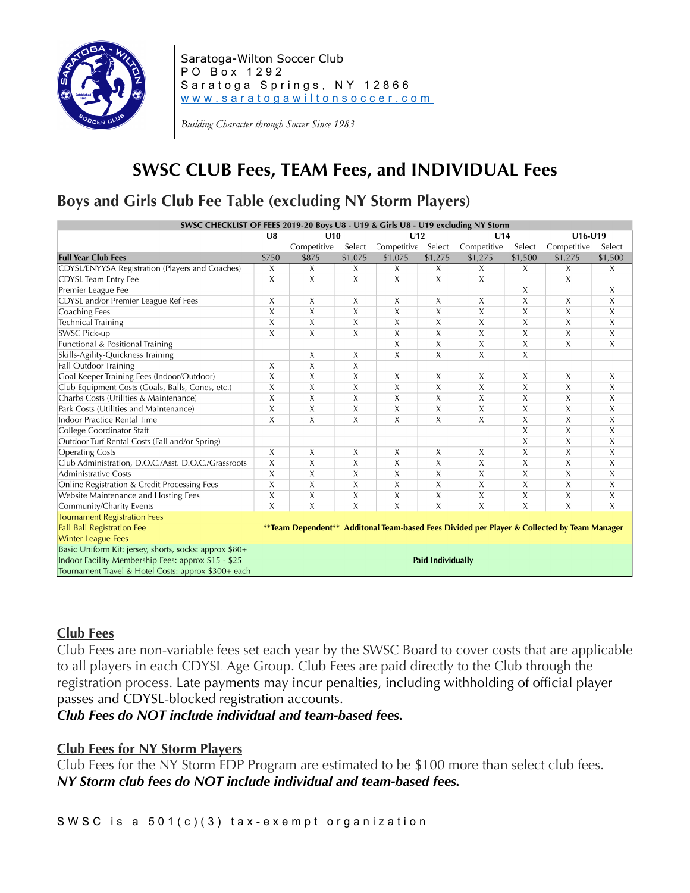Saratoga-Wilton Soccer Club
PO Box 1292
Saratoga Springs, NY 12866
www.saratogawiltonsoccer.com

*Building Character through Soccer Since 1983*

# SWSC CLUB Fees, TEAM Fees, and INDIVIDUAL Fees

## Boys and Girls Club Fee Table (excluding NY Storm Players)

| SWSC CHECKLIST OF FEES 2019-20 Boys U8 - U19 & Girls U8 - U19 excluding NY Storm | U8 | U10 | | U12 | | U14 | | U16-U19 | |
|---|---|---|---|---|---|---|---|---|---|
| | | Competitive | Select | Competitive | Select | Competitive | Select | Competitive | Select |
| **Full Year Club Fees** | $750 | $875 | $1,075 | $1,075 | $1,275 | $1,275 | $1,500 | $1,275 | $1,500 |
| CDYSL/ENYYSA Registration (Players and Coaches) | X | X | X | X | X | X | X | X | X |
| CDYSL Team Entry Fee | X | X | X | X | X | X | | X | |
| Premier League Fee | | | | | | | X | | X |
| CDYSL and/or Premier League Ref Fees | X | X | X | X | X | X | X | X | X |
| Coaching Fees | X | X | X | X | X | X | X | X | X |
| Technical Training | X | X | X | X | X | X | X | X | X |
| SWSC Pick-up | X | X | X | X | X | X | X | X | X |
| Functional & Positional Training | | | | X | X | X | X | X | X |
| Skills-Agility-Quickness Training | | X | X | X | X | X | X | | |
| Fall Outdoor Training | X | X | X | | | | | | |
| Goal Keeper Training Fees (Indoor/Outdoor) | X | X | X | X | X | X | X | X | X |
| Club Equipment Costs (Goals, Balls, Cones, etc.) | X | X | X | X | X | X | X | X | X |
| Charbs Costs (Utilities & Maintenance) | X | X | X | X | X | X | X | X | X |
| Park Costs (Utilities and Maintenance) | X | X | X | X | X | X | X | X | X |
| Indoor Practice Rental Time | X | X | X | X | X | X | X | X | X |
| College Coordinator Staff | | | | | | | X | X | X |
| Outdoor Turf Rental Costs (Fall and/or Spring) | | | | | | | X | X | X |
| Operating Costs | X | X | X | X | X | X | X | X | X |
| Club Administration, D.O.C./Asst. D.O.C./Grassroots | X | X | X | X | X | X | X | X | X |
| Administrative Costs | X | X | X | X | X | X | X | X | X |
| Online Registration & Credit Processing Fees | X | X | X | X | X | X | X | X | X |
| Website Maintenance and Hosting Fees | X | X | X | X | X | X | X | X | X |
| Community/Charity Events | X | X | X | X | X | X | X | X | X |
| Tournament Registration Fees<br>Fall Ball Registration Fee<br>Winter League Fees | **\*\*Team Dependent\*\* Additonal Team-based Fees Divided per Player & Collected by Team Manager** | | | | | | | | |
| Basic Uniform Kit: jersey, shorts, socks: approx $80+<br>Indoor Facility Membership Fees: approx $15 - $25<br>Tournament Travel & Hotel Costs: approx $300+ each | **Paid Individually** | | | | | | | | |

## Club Fees

Club Fees are non-variable fees set each year by the SWSC Board to cover costs that are applicable to all players in each CDYSL Age Group. Club Fees are paid directly to the Club through the registration process. Late payments may incur penalties, including withholding of official player passes and CDYSL-blocked registration accounts.

***Club Fees do NOT include individual and team-based fees.***

## Club Fees for NY Storm Players

Club Fees for the NY Storm EDP Program are estimated to be $100 more than select club fees.

***NY Storm club fees do NOT include individual and team-based fees.***

SWSC is a 501(c)(3) tax-exempt organization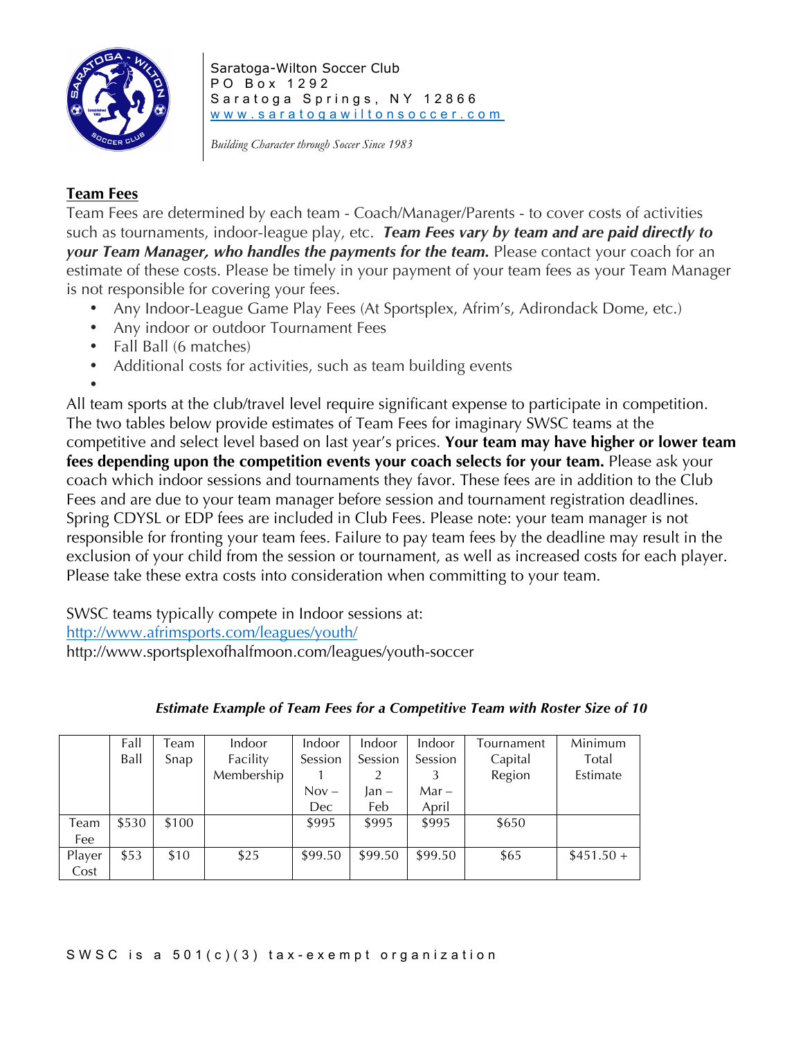Saratoga-Wilton Soccer Club
PO Box 1292
Saratoga Springs, NY 12866
www.saratogawiltonsoccer.com

*Building Character through Soccer Since 1983*

## Team Fees

Team Fees are determined by each team - Coach/Manager/Parents - to cover costs of activities such as tournaments, indoor-league play, etc. ***Team Fees vary by team and are paid directly to your Team Manager, who handles the payments for the team.*** Please contact your coach for an estimate of these costs. Please be timely in your payment of your team fees as your Team Manager is not responsible for covering your fees.

- Any Indoor-League Game Play Fees (At Sportsplex, Afrim's, Adirondack Dome, etc.)
- Any indoor or outdoor Tournament Fees
- Fall Ball (6 matches)
- Additional costs for activities, such as team building events

All team sports at the club/travel level require significant expense to participate in competition. The two tables below provide estimates of Team Fees for imaginary SWSC teams at the competitive and select level based on last year's prices. **Your team may have higher or lower team fees depending upon the competition events your coach selects for your team.** Please ask your coach which indoor sessions and tournaments they favor. These fees are in addition to the Club Fees and are due to your team manager before session and tournament registration deadlines. Spring CDYSL or EDP fees are included in Club Fees. Please note: your team manager is not responsible for fronting your team fees. Failure to pay team fees by the deadline may result in the exclusion of your child from the session or tournament, as well as increased costs for each player. Please take these extra costs into consideration when committing to your team.

SWSC teams typically compete in Indoor sessions at:
http://www.afrimsports.com/leagues/youth/
http://www.sportsplexofhalfmoon.com/leagues/youth-soccer

***Estimate Example of Team Fees for a Competitive Team with Roster Size of 10***

| | Fall Ball | Team Snap | Indoor Facility Membership | Indoor Session 1 Nov – Dec | Indoor Session 2 Jan – Feb | Indoor Session 3 Mar – April | Tournament Capital Region | Minimum Total Estimate |
|---|---|---|---|---|---|---|---|---|
| Team Fee | $530 | $100 | | $995 | $995 | $995 | $650 | |
| Player Cost | $53 | $10 | $25 | $99.50 | $99.50 | $99.50 | $65 | $451.50 + |

SWSC is a 501(c)(3) tax-exempt organization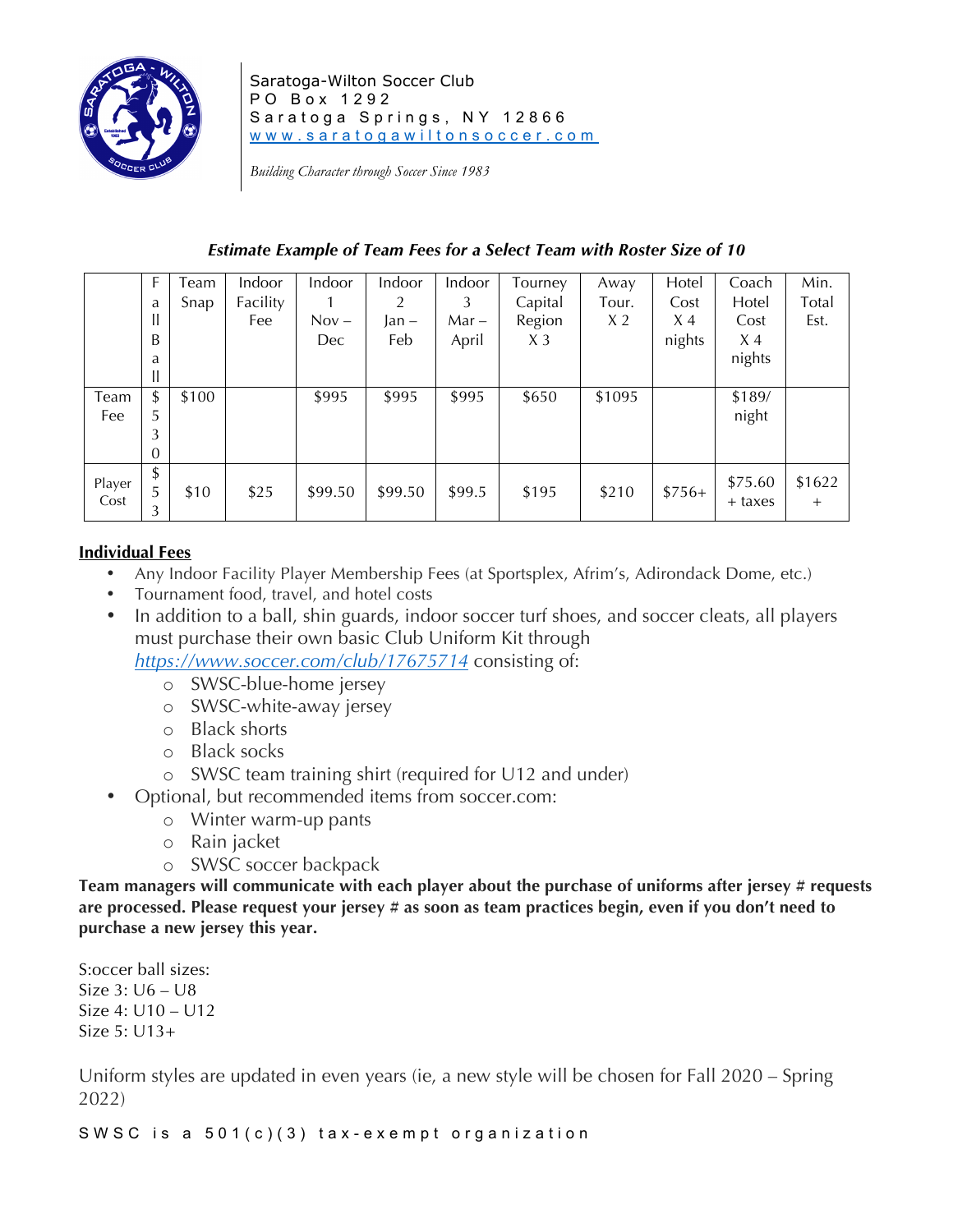Saratoga-Wilton Soccer Club
P O Box 1292
Saratoga Springs, NY 12866
[www.saratogawiltonsoccer.com](www.saratogawiltonsoccer.com)

*Building Character through Soccer Since 1983*

### *Estimate Example of Team Fees for a Select Team with Roster Size of 10*

| | Fall Ball | Team Snap | Indoor Facility Fee | Indoor 1 Nov – Dec | Indoor 2 Jan – Feb | Indoor 3 Mar – April | Tourney Capital Region X 3 | Away Tour. X 2 | Hotel Cost X 4 nights | Coach Hotel Cost X 4 nights | Min. Total Est. |
|---|---|---|---|---|---|---|---|---|---|---|---|
| Team Fee | $530 | $100 | | $995 | $995 | $995 | $650 | $1095 | | $189/ night | |
| Player Cost | $53 | $10 | $25 | $99.50 | $99.50 | $99.5 | $195 | $210 | $756+ | $75.60 + taxes | $1622 + |

**Individual Fees**

- Any Indoor Facility Player Membership Fees (at Sportsplex, Afrim's, Adirondack Dome, etc.)
- Tournament food, travel, and hotel costs
- In addition to a ball, shin guards, indoor soccer turf shoes, and soccer cleats, all players must purchase their own basic Club Uniform Kit through *https://www.soccer.com/club/17675714* consisting of:
  - SWSC-blue-home jersey
  - SWSC-white-away jersey
  - Black shorts
  - Black socks
  - SWSC team training shirt (required for U12 and under)
- Optional, but recommended items from soccer.com:
  - Winter warm-up pants
  - Rain jacket
  - SWSC soccer backpack

**Team managers will communicate with each player about the purchase of uniforms after jersey # requests are processed. Please request your jersey # as soon as team practices begin, even if you don't need to purchase a new jersey this year.**

S:occer ball sizes:
Size 3: U6 – U8
Size 4: U10 – U12
Size 5: U13+

Uniform styles are updated in even years (ie, a new style will be chosen for Fall 2020 – Spring 2022)

SWSC is a 501(c)(3) tax-exempt organization